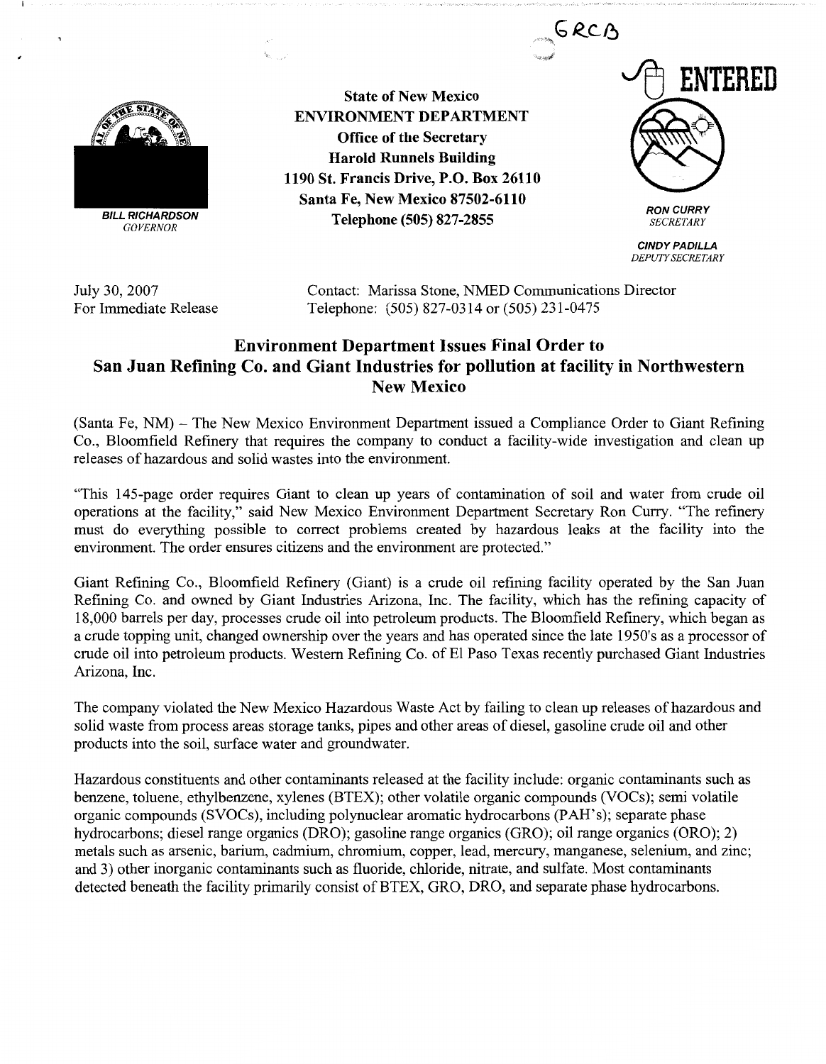GRCB

ENTERED

**BILL RICHARDSON**
*GOVERNOR*

**State of New Mexico**
**ENVIRONMENT DEPARTMENT**
**Office of the Secretary**
**Harold Runnels Building**
**1190 St. Francis Drive, P.O. Box 26110**
**Santa Fe, New Mexico 87502-6110**
**Telephone (505) 827-2855**

**RON CURRY**
*SECRETARY*

**CINDY PADILLA**
*DEPUTY SECRETARY*

July 30, 2007
For Immediate Release

Contact: Marissa Stone, NMED Communications Director
Telephone: (505) 827-0314 or (505) 231-0475

## Environment Department Issues Final Order to San Juan Refining Co. and Giant Industries for pollution at facility in Northwestern New Mexico

(Santa Fe, NM) – The New Mexico Environment Department issued a Compliance Order to Giant Refining Co., Bloomfield Refinery that requires the company to conduct a facility-wide investigation and clean up releases of hazardous and solid wastes into the environment.

"This 145-page order requires Giant to clean up years of contamination of soil and water from crude oil operations at the facility," said New Mexico Environment Department Secretary Ron Curry. "The refinery must do everything possible to correct problems created by hazardous leaks at the facility into the environment. The order ensures citizens and the environment are protected."

Giant Refining Co., Bloomfield Refinery (Giant) is a crude oil refining facility operated by the San Juan Refining Co. and owned by Giant Industries Arizona, Inc. The facility, which has the refining capacity of 18,000 barrels per day, processes crude oil into petroleum products. The Bloomfield Refinery, which began as a crude topping unit, changed ownership over the years and has operated since the late 1950's as a processor of crude oil into petroleum products. Western Refining Co. of El Paso Texas recently purchased Giant Industries Arizona, Inc.

The company violated the New Mexico Hazardous Waste Act by failing to clean up releases of hazardous and solid waste from process areas storage tanks, pipes and other areas of diesel, gasoline crude oil and other products into the soil, surface water and groundwater.

Hazardous constituents and other contaminants released at the facility include: organic contaminants such as benzene, toluene, ethylbenzene, xylenes (BTEX); other volatile organic compounds (VOCs); semi volatile organic compounds (SVOCs), including polynuclear aromatic hydrocarbons (PAH's); separate phase hydrocarbons; diesel range organics (DRO); gasoline range organics (GRO); oil range organics (ORO); 2) metals such as arsenic, barium, cadmium, chromium, copper, lead, mercury, manganese, selenium, and zinc; and 3) other inorganic contaminants such as fluoride, chloride, nitrate, and sulfate. Most contaminants detected beneath the facility primarily consist of BTEX, GRO, DRO, and separate phase hydrocarbons.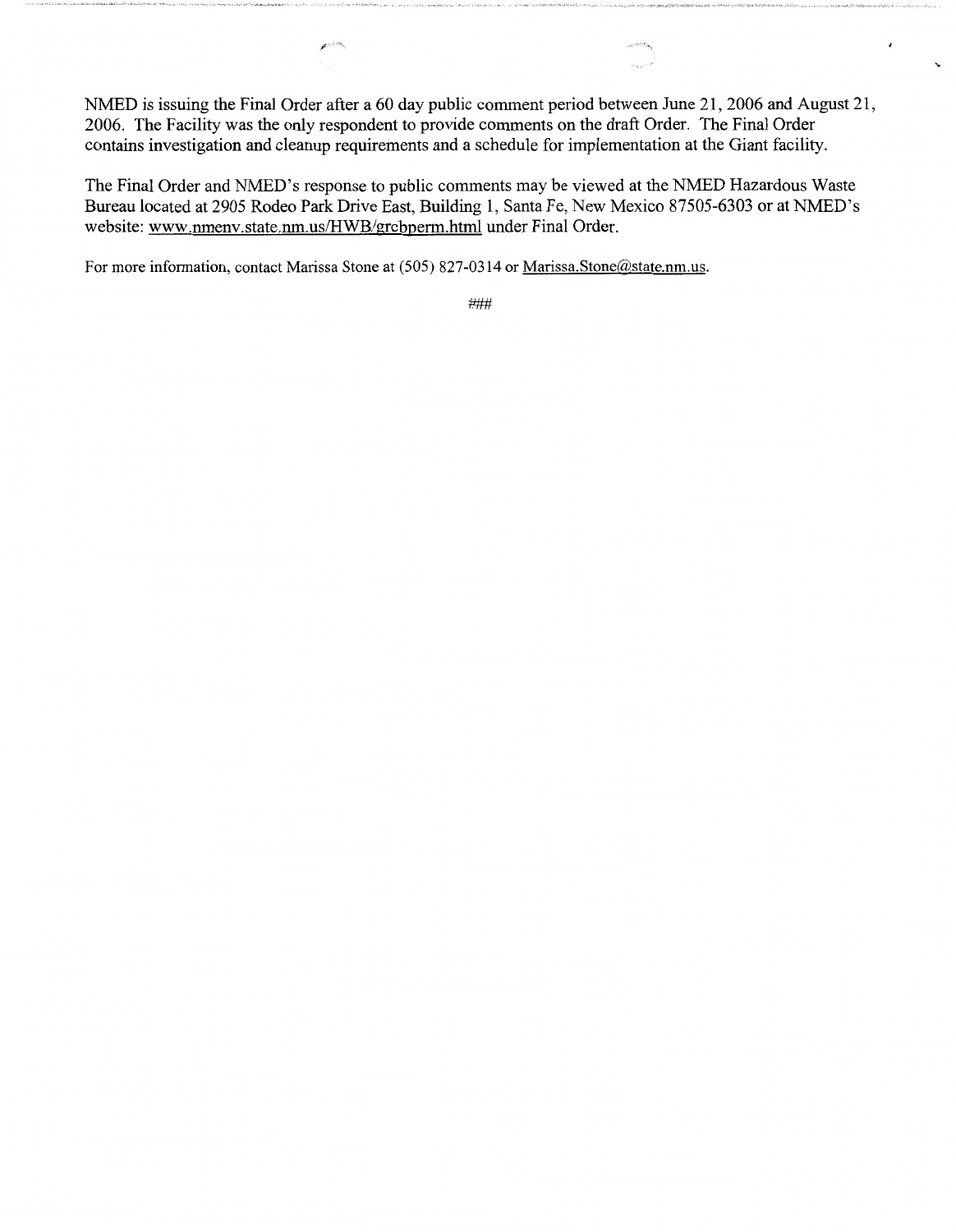NMED is issuing the Final Order after a 60 day public comment period between June 21, 2006 and August 21, 2006. The Facility was the only respondent to provide comments on the draft Order. The Final Order contains investigation and cleanup requirements and a schedule for implementation at the Giant facility.

The Final Order and NMED's response to public comments may be viewed at the NMED Hazardous Waste Bureau located at 2905 Rodeo Park Drive East, Building 1, Santa Fe, New Mexico 87505-6303 or at NMED's website: www.nmenv.state.nm.us/HWB/grcbperm.html under Final Order.

For more information, contact Marissa Stone at (505) 827-0314 or Marissa.Stone@state.nm.us.

###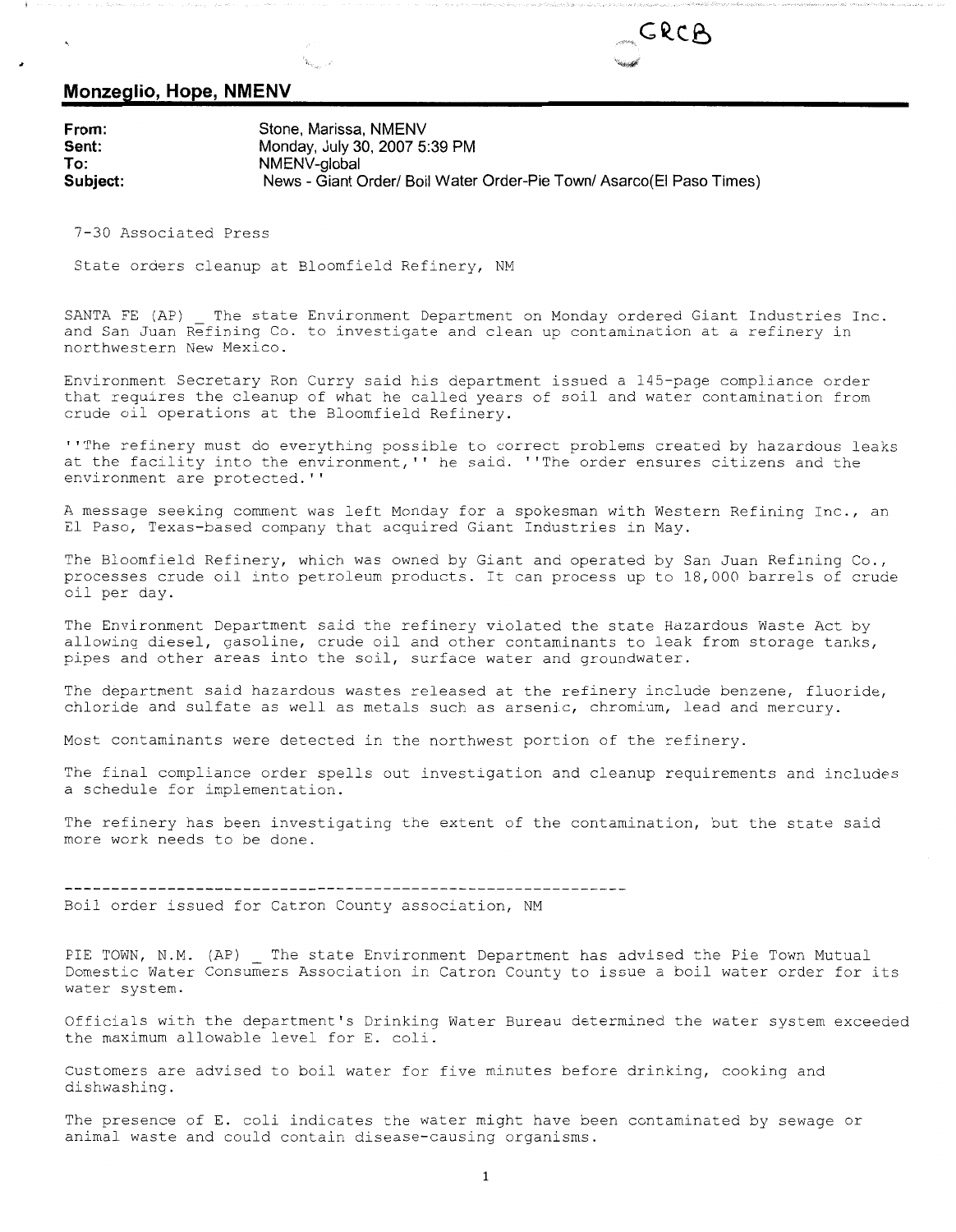GRCB

## Monzeglio, Hope, NMENV

**From:** Stone, Marissa, NMENV
**Sent:** Monday, July 30, 2007 5:39 PM
**To:** NMENV-global
**Subject:** News - Giant Order/ Boil Water Order-Pie Town/ Asarco(El Paso Times)

7-30 Associated Press

State orders cleanup at Bloomfield Refinery, NM

SANTA FE (AP) _ The state Environment Department on Monday ordered Giant Industries Inc. and San Juan Refining Co. to investigate and clean up contamination at a refinery in northwestern New Mexico.

Environment Secretary Ron Curry said his department issued a 145-page compliance order that requires the cleanup of what he called years of soil and water contamination from crude oil operations at the Bloomfield Refinery.

''The refinery must do everything possible to correct problems created by hazardous leaks at the facility into the environment,'' he said. ''The order ensures citizens and the environment are protected.''

A message seeking comment was left Monday for a spokesman with Western Refining Inc., an El Paso, Texas-based company that acquired Giant Industries in May.

The Bloomfield Refinery, which was owned by Giant and operated by San Juan Refining Co., processes crude oil into petroleum products. It can process up to 18,000 barrels of crude oil per day.

The Environment Department said the refinery violated the state Hazardous Waste Act by allowing diesel, gasoline, crude oil and other contaminants to leak from storage tanks, pipes and other areas into the soil, surface water and groundwater.

The department said hazardous wastes released at the refinery include benzene, fluoride, chloride and sulfate as well as metals such as arsenic, chromium, lead and mercury.

Most contaminants were detected in the northwest portion of the refinery.

The final compliance order spells out investigation and cleanup requirements and includes a schedule for implementation.

The refinery has been investigating the extent of the contamination, but the state said more work needs to be done.

---

Boil order issued for Catron County association, NM

PIE TOWN, N.M. (AP) _ The state Environment Department has advised the Pie Town Mutual Domestic Water Consumers Association in Catron County to issue a boil water order for its water system.

Officials with the department's Drinking Water Bureau determined the water system exceeded the maximum allowable level for E. coli.

Customers are advised to boil water for five minutes before drinking, cooking and dishwashing.

The presence of E. coli indicates the water might have been contaminated by sewage or animal waste and could contain disease-causing organisms.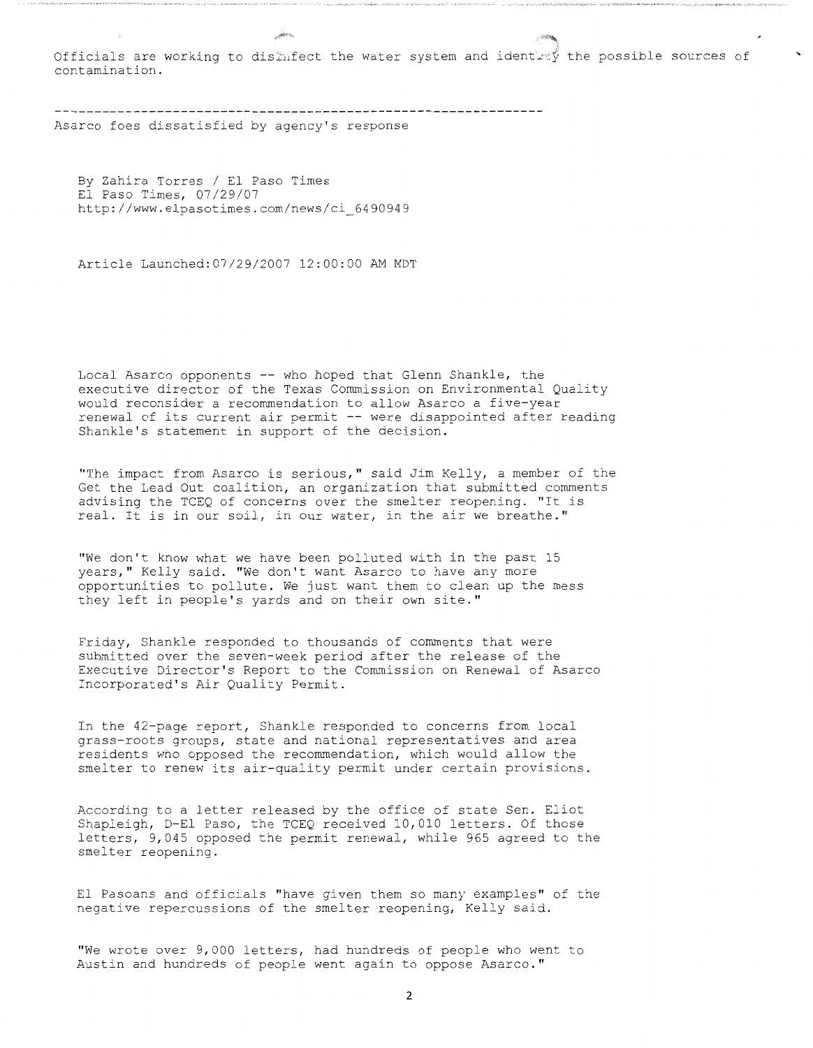Officials are working to disinfect the water system and identify the possible sources of contamination.

---

Asarco foes dissatisfied by agency's response

By Zahira Torres / El Paso Times
El Paso Times, 07/29/07
http://www.elpasotimes.com/news/ci_6490949

Article Launched:07/29/2007 12:00:00 AM MDT

Local Asarco opponents -- who hoped that Glenn Shankle, the executive director of the Texas Commission on Environmental Quality would reconsider a recommendation to allow Asarco a five-year renewal of its current air permit -- were disappointed after reading Shankle's statement in support of the decision.

"The impact from Asarco is serious," said Jim Kelly, a member of the Get the Lead Out coalition, an organization that submitted comments advising the TCEQ of concerns over the smelter reopening. "It is real. It is in our soil, in our water, in the air we breathe."

"We don't know what we have been polluted with in the past 15 years," Kelly said. "We don't want Asarco to have any more opportunities to pollute. We just want them to clean up the mess they left in people's yards and on their own site."

Friday, Shankle responded to thousands of comments that were submitted over the seven-week period after the release of the Executive Director's Report to the Commission on Renewal of Asarco Incorporated's Air Quality Permit.

In the 42-page report, Shankle responded to concerns from local grass-roots groups, state and national representatives and area residents who opposed the recommendation, which would allow the smelter to renew its air-quality permit under certain provisions.

According to a letter released by the office of state Sen. Eliot Shapleigh, D-El Paso, the TCEQ received 10,010 letters. Of those letters, 9,045 opposed the permit renewal, while 965 agreed to the smelter reopening.

El Pasoans and officials "have given them so many examples" of the negative repercussions of the smelter reopening, Kelly said.

"We wrote over 9,000 letters, had hundreds of people who went to Austin and hundreds of people went again to oppose Asarco."